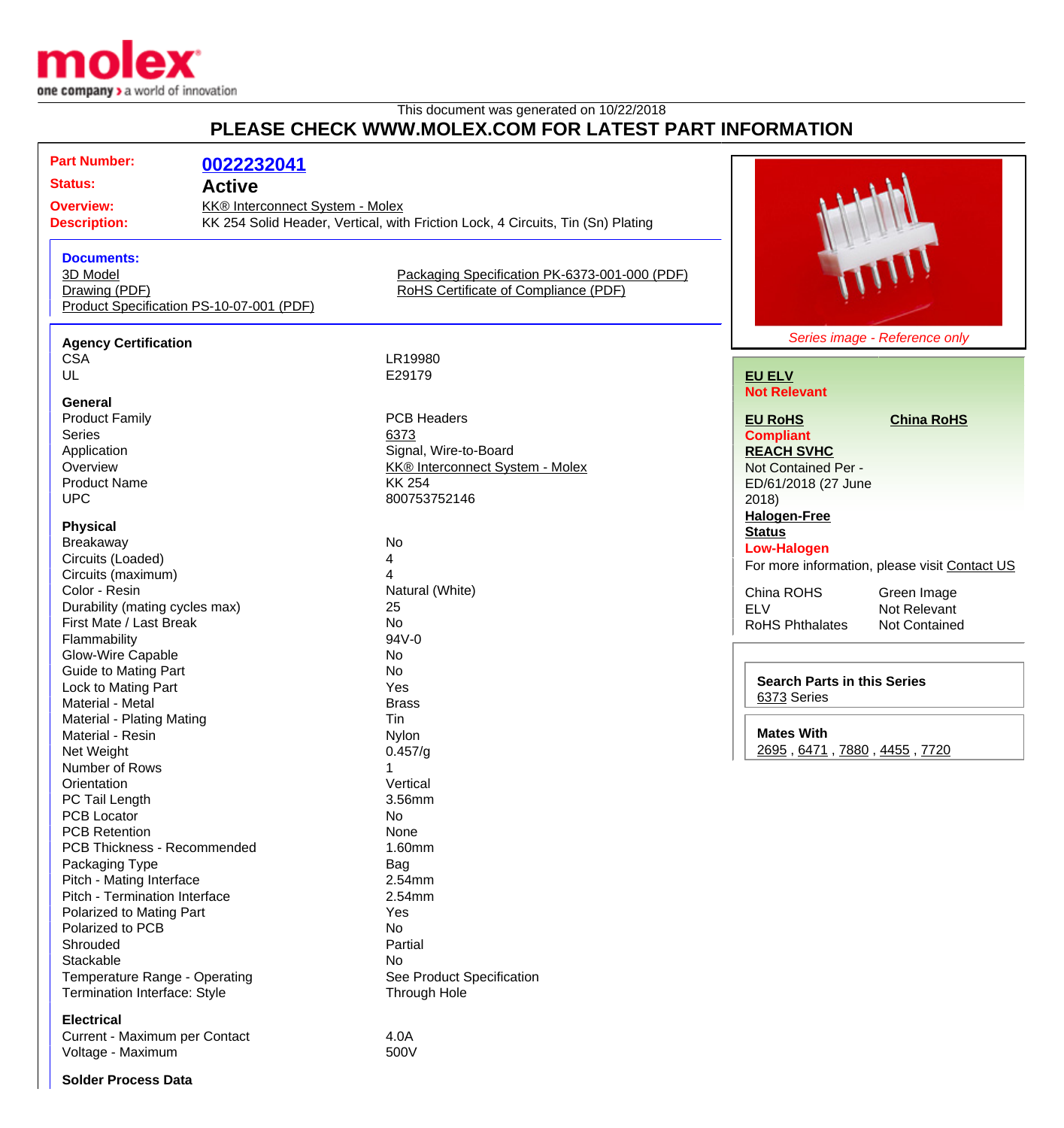This document was generated on 10/22/2018

# PLEASE CHECK WWW.MOLEX.COM FOR LATEST PART INFORMATION

| | |
|---|---|
| **Part Number:** | **0022232041** |
| **Status:** | **Active** |
| **Overview:** | KK® Interconnect System - Molex |
| **Description:** | KK 254 Solid Header, Vertical, with Friction Lock, 4 Circuits, Tin (Sn) Plating |

**Documents:**

- 3D Model
- Drawing (PDF)
- Product Specification PS-10-07-001 (PDF)
- Packaging Specification PK-6373-001-000 (PDF)
- RoHS Certificate of Compliance (PDF)

*Series image - Reference only*

**Agency Certification**

| | |
|---|---|
| CSA | LR19980 |
| UL | E29179 |

**General**

| | |
|---|---|
| Product Family | PCB Headers |
| Series | 6373 |
| Application | Signal, Wire-to-Board |
| Overview | KK® Interconnect System - Molex |
| Product Name | KK 254 |
| UPC | 800753752146 |

**Physical**

| | |
|---|---|
| Breakaway | No |
| Circuits (Loaded) | 4 |
| Circuits (maximum) | 4 |
| Color - Resin | Natural (White) |
| Durability (mating cycles max) | 25 |
| First Mate / Last Break | No |
| Flammability | 94V-0 |
| Glow-Wire Capable | No |
| Guide to Mating Part | No |
| Lock to Mating Part | Yes |
| Material - Metal | Brass |
| Material - Plating Mating | Tin |
| Material - Resin | Nylon |
| Net Weight | 0.457/g |
| Number of Rows | 1 |
| Orientation | Vertical |
| PC Tail Length | 3.56mm |
| PCB Locator | No |
| PCB Retention | None |
| PCB Thickness - Recommended | 1.60mm |
| Packaging Type | Bag |
| Pitch - Mating Interface | 2.54mm |
| Pitch - Termination Interface | 2.54mm |
| Polarized to Mating Part | Yes |
| Polarized to PCB | No |
| Shrouded | Partial |
| Stackable | No |
| Temperature Range - Operating | See Product Specification |
| Termination Interface: Style | Through Hole |

**Electrical**

| | |
|---|---|
| Current - Maximum per Contact | 4.0A |
| Voltage - Maximum | 500V |

**Solder Process Data**

**EU ELV**
Not Relevant

**EU RoHS**
Compliant

**China RoHS**

**REACH SVHC**
Not Contained Per - ED/61/2018 (27 June 2018)

**Halogen-Free Status**
Low-Halogen

For more information, please visit Contact US

| | |
|---|---|
| China ROHS | Green Image |
| ELV | Not Relevant |
| RoHS Phthalates | Not Contained |

**Search Parts in this Series**
6373 Series

**Mates With**
2695 , 6471 , 7880 , 4455 , 7720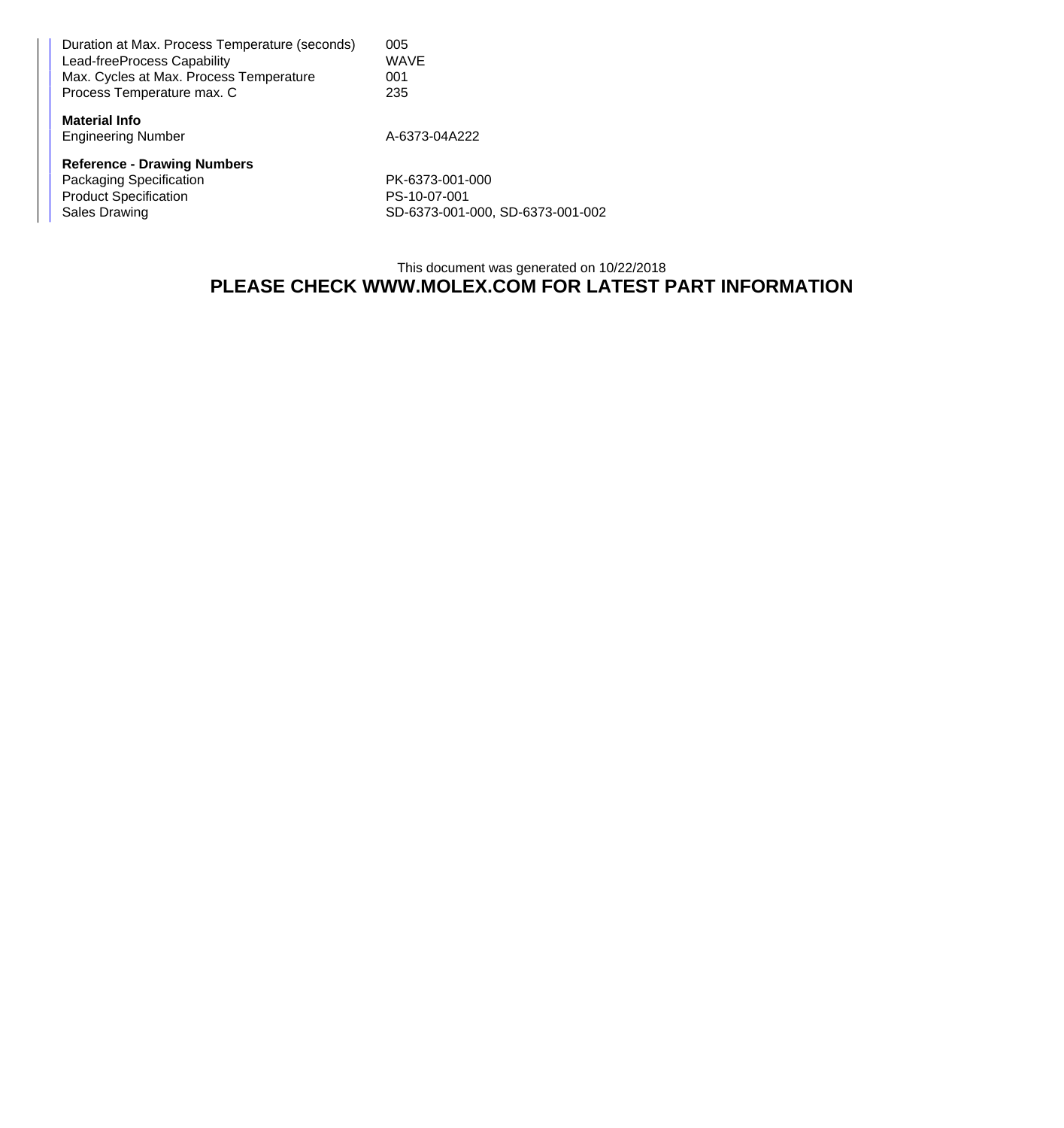| | |
|---|---|
| Duration at Max. Process Temperature (seconds) | 005 |
| Lead-freeProcess Capability | WAVE |
| Max. Cycles at Max. Process Temperature | 001 |
| Process Temperature max. C | 235 |

**Material Info**

| | |
|---|---|
| Engineering Number | A-6373-04A222 |

**Reference - Drawing Numbers**

| | |
|---|---|
| Packaging Specification | PK-6373-001-000 |
| Product Specification | PS-10-07-001 |
| Sales Drawing | SD-6373-001-000, SD-6373-001-002 |

This document was generated on 10/22/2018

**PLEASE CHECK WWW.MOLEX.COM FOR LATEST PART INFORMATION**